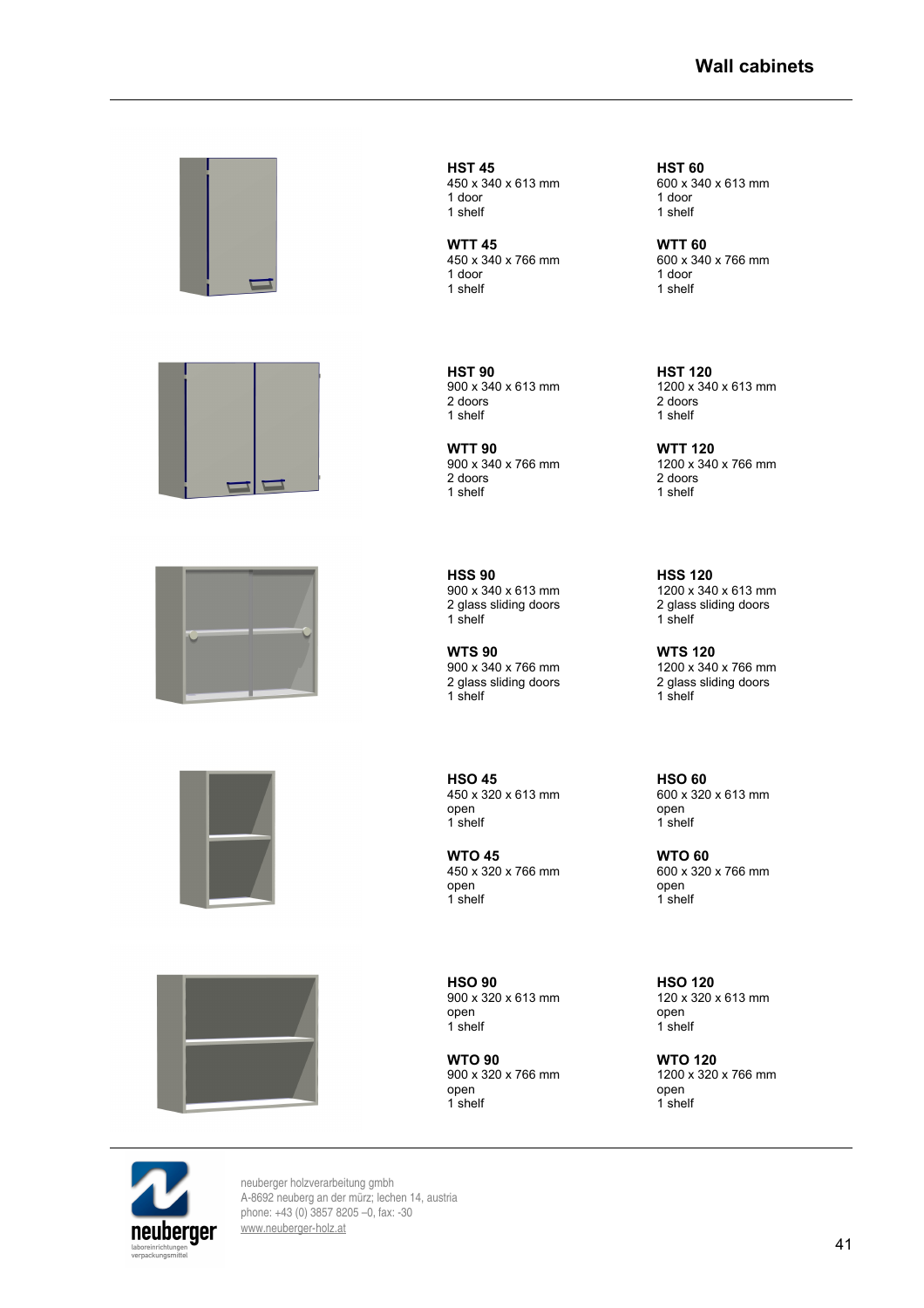# Wall cabinets

**HST 45**
450 x 340 x 613 mm
1 door
1 shelf

**HST 60**
600 x 340 x 613 mm
1 door
1 shelf

**WTT 45**
450 x 340 x 766 mm
1 door
1 shelf

**WTT 60**
600 x 340 x 766 mm
1 door
1 shelf

**HST 90**
900 x 340 x 613 mm
2 doors
1 shelf

**HST 120**
1200 x 340 x 613 mm
2 doors
1 shelf

**WTT 90**
900 x 340 x 766 mm
2 doors
1 shelf

**WTT 120**
1200 x 340 x 766 mm
2 doors
1 shelf

**HSS 90**
900 x 340 x 613 mm
2 glass sliding doors
1 shelf

**HSS 120**
1200 x 340 x 613 mm
2 glass sliding doors
1 shelf

**WTS 90**
900 x 340 x 766 mm
2 glass sliding doors
1 shelf

**WTS 120**
1200 x 340 x 766 mm
2 glass sliding doors
1 shelf

**HSO 45**
450 x 320 x 613 mm
open
1 shelf

**HSO 60**
600 x 320 x 613 mm
open
1 shelf

**WTO 45**
450 x 320 x 766 mm
open
1 shelf

**WTO 60**
600 x 320 x 766 mm
open
1 shelf

**HSO 90**
900 x 320 x 613 mm
open
1 shelf

**HSO 120**
120 x 320 x 613 mm
open
1 shelf

**WTO 90**
900 x 320 x 766 mm
open
1 shelf

**WTO 120**
1200 x 320 x 766 mm
open
1 shelf

neuberger holzverarbeitung gmbh
A-8692 neuberg an der mürz; lechen 14, austria
phone: +43 (0) 3857 8205 –0, fax: -30
www.neuberger-holz.at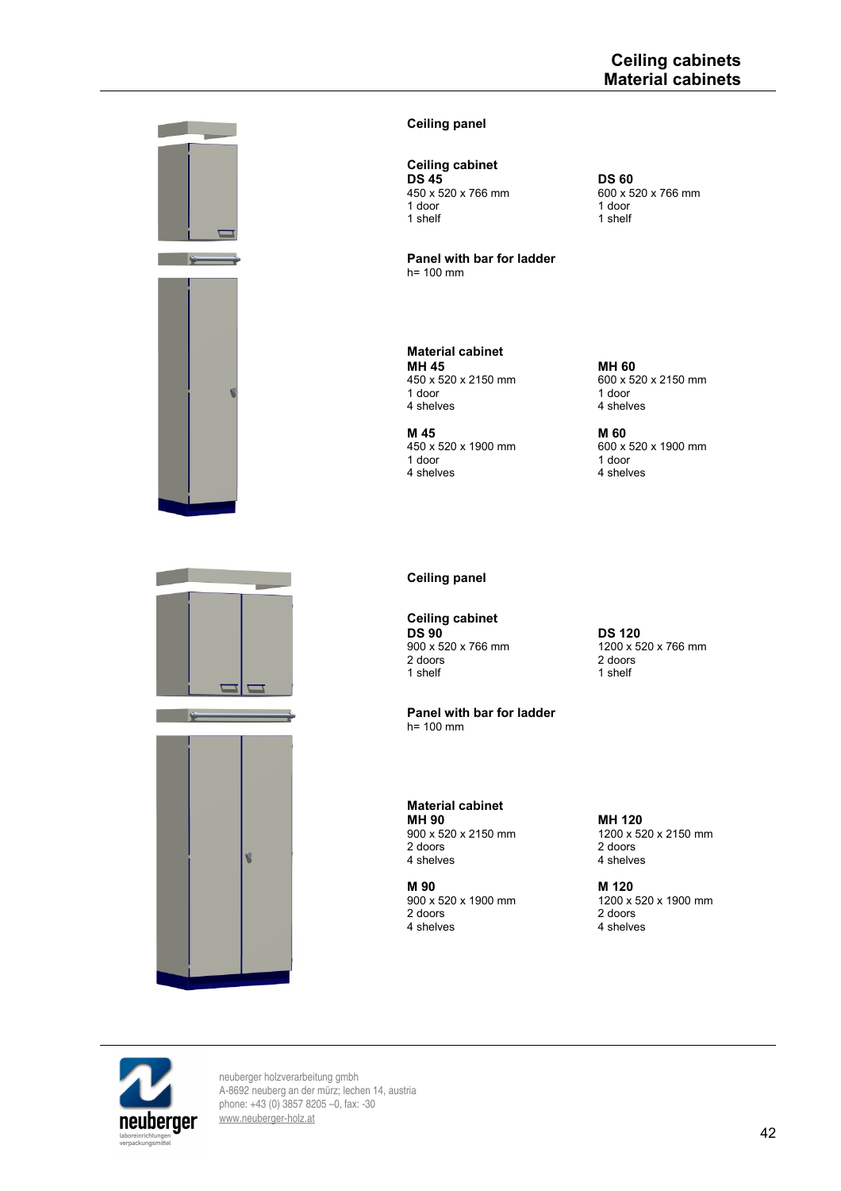# Ceiling cabinets
# Material cabinets

**Ceiling panel**

**Ceiling cabinet**

**DS 45**
450 x 520 x 766 mm
1 door
1 shelf

**DS 60**
600 x 520 x 766 mm
1 door
1 shelf

**Panel with bar for ladder**
h= 100 mm

**Material cabinet**

**MH 45**
450 x 520 x 2150 mm
1 door
4 shelves

**MH 60**
600 x 520 x 2150 mm
1 door
4 shelves

**M 45**
450 x 520 x 1900 mm
1 door
4 shelves

**M 60**
600 x 520 x 1900 mm
1 door
4 shelves

**Ceiling panel**

**Ceiling cabinet**

**DS 90**
900 x 520 x 766 mm
2 doors
1 shelf

**DS 120**
1200 x 520 x 766 mm
2 doors
1 shelf

**Panel with bar for ladder**
h= 100 mm

**Material cabinet**

**MH 90**
900 x 520 x 2150 mm
2 doors
4 shelves

**MH 120**
1200 x 520 x 2150 mm
2 doors
4 shelves

**M 90**
900 x 520 x 1900 mm
2 doors
4 shelves

**M 120**
1200 x 520 x 1900 mm
2 doors
4 shelves

neuberger holzverarbeitung gmbh
A-8692 neuberg an der mürz; lechen 14, austria
phone: +43 (0) 3857 8205 –0, fax: -30
www.neuberger-holz.at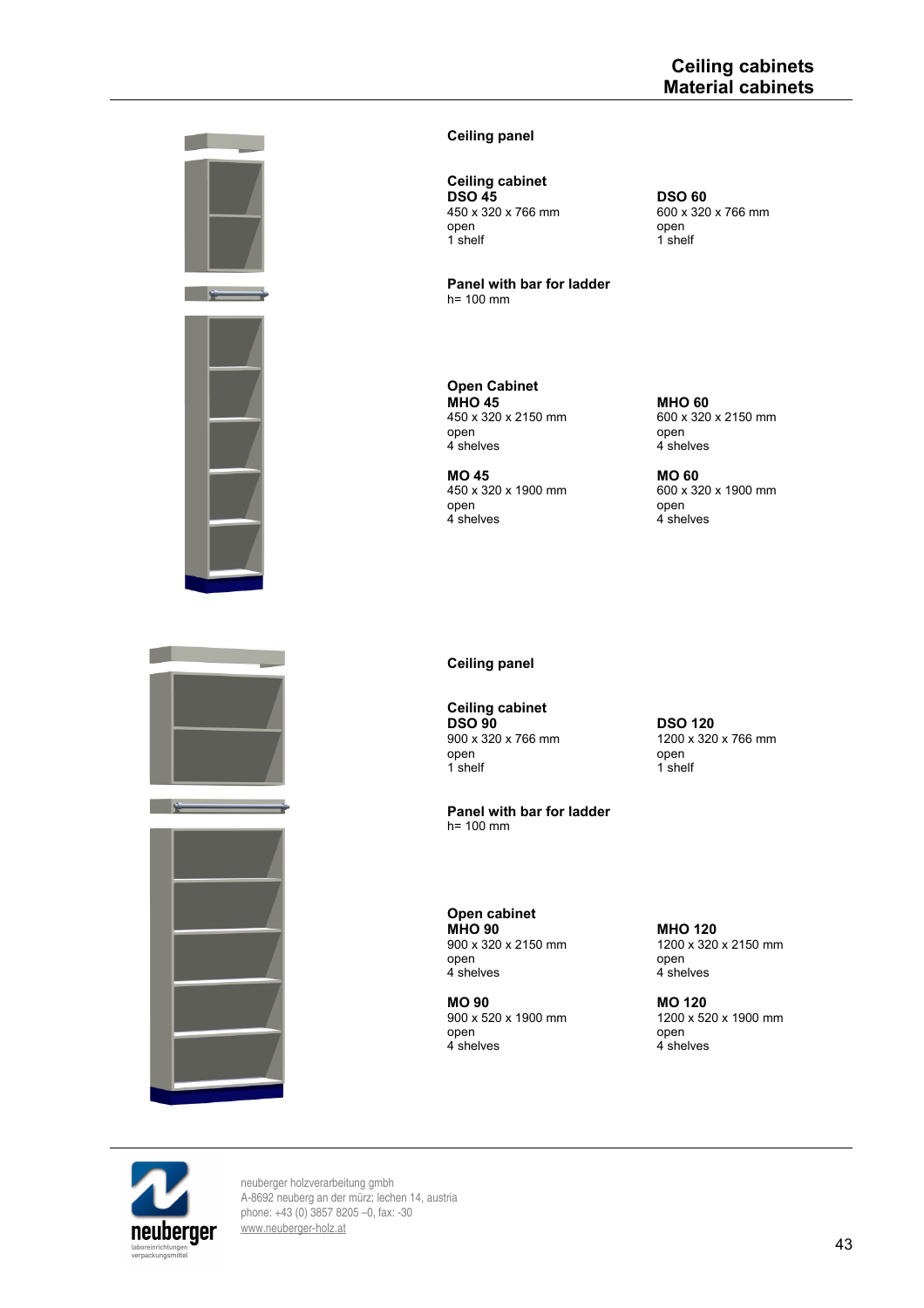# Ceiling cabinets
# Material cabinets

**Ceiling panel**

**Ceiling cabinet**

**DSO 45**
450 x 320 x 766 mm
open
1 shelf

**DSO 60**
600 x 320 x 766 mm
open
1 shelf

**Panel with bar for ladder**
h= 100 mm

**Open Cabinet**

**MHO 45**
450 x 320 x 2150 mm
open
4 shelves

**MHO 60**
600 x 320 x 2150 mm
open
4 shelves

**MO 45**
450 x 320 x 1900 mm
open
4 shelves

**MO 60**
600 x 320 x 1900 mm
open
4 shelves

**Ceiling panel**

**Ceiling cabinet**

**DSO 90**
900 x 320 x 766 mm
open
1 shelf

**DSO 120**
1200 x 320 x 766 mm
open
1 shelf

**Panel with bar for ladder**
h= 100 mm

**Open cabinet**

**MHO 90**
900 x 320 x 2150 mm
open
4 shelves

**MHO 120**
1200 x 320 x 2150 mm
open
4 shelves

**MO 90**
900 x 520 x 1900 mm
open
4 shelves

**MO 120**
1200 x 520 x 1900 mm
open
4 shelves

neuberger holzverarbeitung gmbh
A-8692 neuberg an der mürz; lechen 14, austria
phone: +43 (0) 3857 8205 –0, fax: -30
www.neuberger-holz.at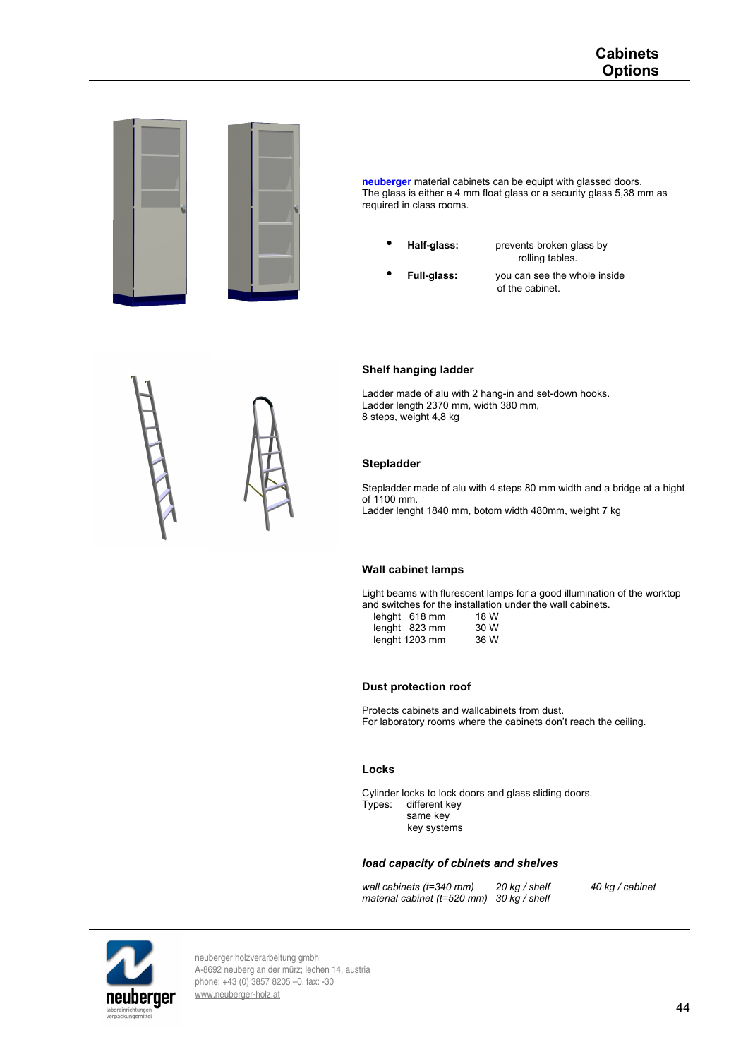# Cabinets Options

**neuberger** material cabinets can be equip with glassed doors.
The glass is either a 4 mm float glass or a security glass 5,38 mm as required in class rooms.

- **Half-glass:** prevents broken glass by rolling tables.
- **Full-glass:** you can see the whole inside of the cabinet.

### Shelf hanging ladder

Ladder made of alu with 2 hang-in and set-down hooks.
Ladder length 2370 mm, width 380 mm,
8 steps, weight 4,8 kg

### Stepladder

Stepladder made of alu with 4 steps 80 mm width and a bridge at a hight of 1100 mm.
Ladder lenght 1840 mm, botom width 480mm, weight 7 kg

### Wall cabinet lamps

Light beams with flurescent lamps for a good illumination of the worktop and switches for the installation under the wall cabinets.

| | |
|---|---|
| lehght 618 mm | 18 W |
| lenght 823 mm | 30 W |
| lenght 1203 mm | 36 W |

### Dust protection roof

Protects cabinets and wallcabinets from dust.
For laboratory rooms where the cabinets don't reach the ceiling.

### Locks

Cylinder locks to lock doors and glass sliding doors.
Types: different key
same key
key systems

### *load capacity of cbinets and shelves*

| | | |
|---|---|---|
| *wall cabinets (t=340 mm)* | *20 kg / shelf* | *40 kg / cabinet* |
| *material cabinet (t=520 mm)* | *30 kg / shelf* | |

neuberger holzverarbeitung gmbh
A-8692 neuberg an der mürz; lechen 14, austria
phone: +43 (0) 3857 8205 –0, fax: -30
www.neuberger-holz.at